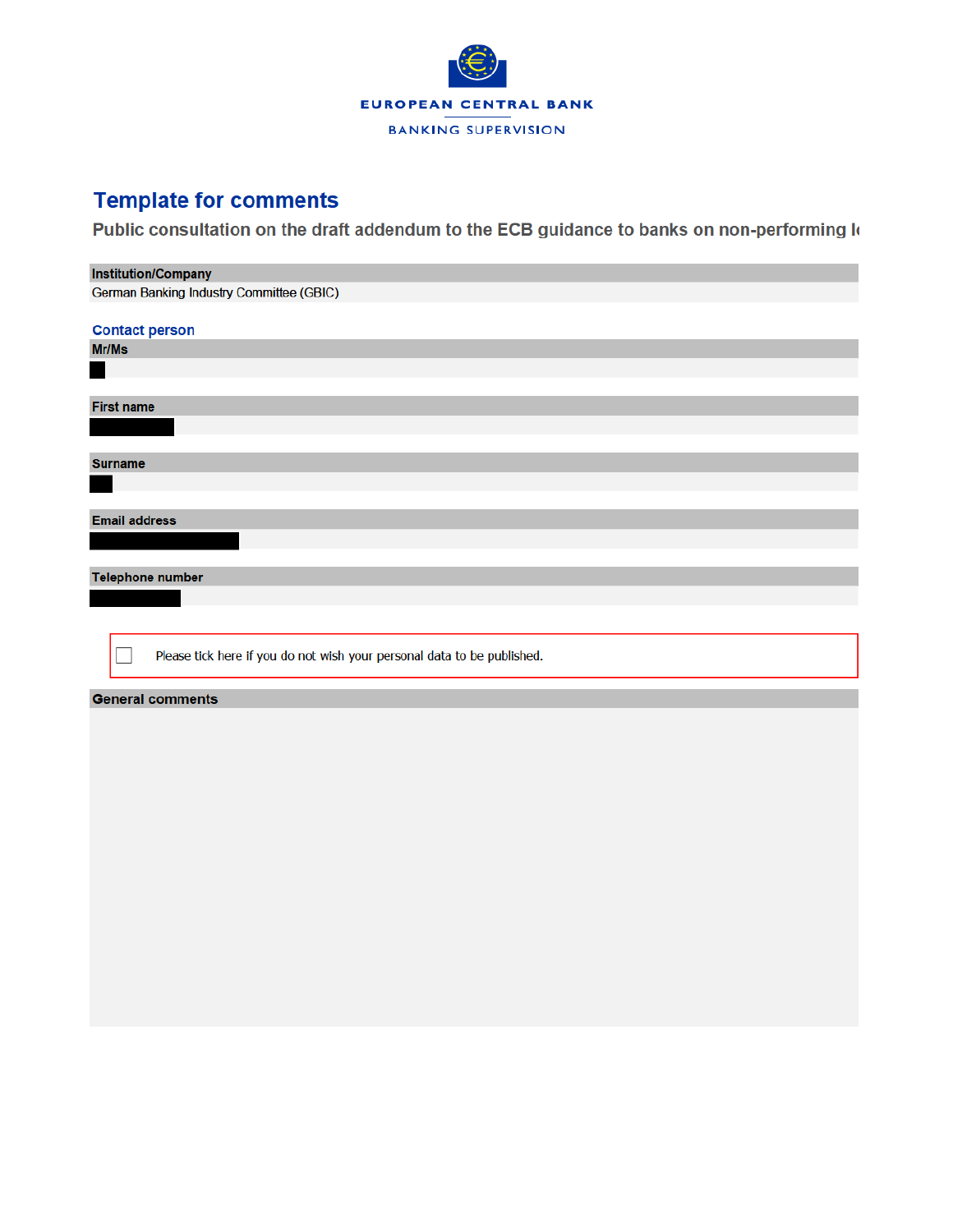EUROPEAN CENTRAL BANK

BANKING SUPERVISION

# Template for comments

## Public consultation on the draft addendum to the ECB guidance to banks on non-performing l

| Institution/Company |
| --- |
| German Banking Industry Committee (GBIC) |

### Contact person

| Mr/Ms |
| --- |
| ███ |

| First name |
| --- |
| ███ |

| Surname |
| --- |
| ███ |

| Email address |
| --- |
| ███ |

| Telephone number |
| --- |
| ███ |

☐ Please tick here if you do not wish your personal data to be published.

| General comments |
| --- |
| |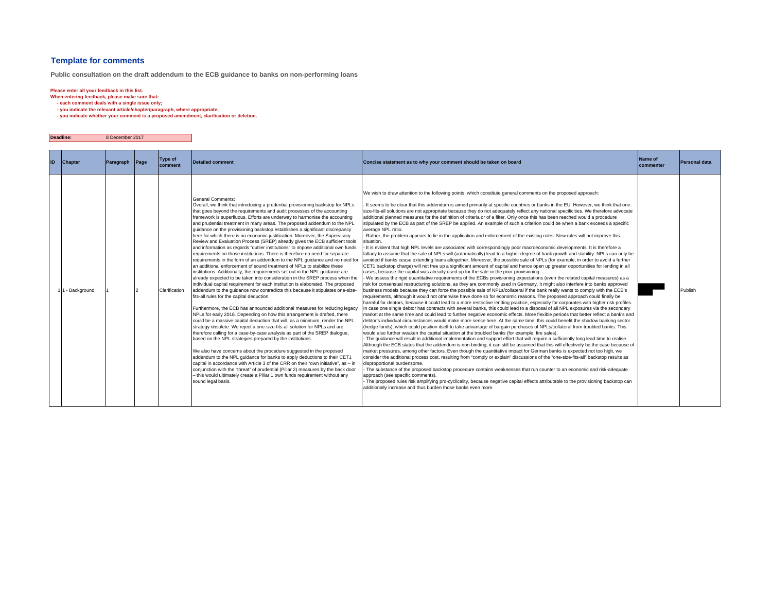## Template for comments

**Public consultation on the draft addendum to the ECB guidance to banks on non-performing loans**

**Please enter all your feedback in this list.**
**When entering feedback, please make sure that:**
- **each comment deals with a single issue only;**
- **you indicate the relevant article/chapter/paragraph, where appropriate;**
- **you indicate whether your comment is a proposed amendment, clarification or deletion.**

| **Deadline:** | 8 December 2017 |
|---|---|

| ID | Chapter | Paragraph | Page | Type of comment | Detailed comment | Concise statement as to why your comment should be taken on board | Name of commenter | Personal data |
|---|---|---|---|---|---|---|---|---|
| 1 | 1 - Background | 1 | 2 | Clarification | General Comments:<br>Overall, we think that introducing a prudential provisioning backstop for NPLs that goes beyond the requirements and audit processes of the accounting framework is superfluous. Efforts are underway to harmonise the accounting and prudential treatment in many areas. The proposed addendum to the NPL guidance on the provisioning backstop establishes a significant discrepancy here for which there is no economic justification. Moreover, the Supervisory Review and Evaluation Process (SREP) already gives the ECB sufficient tools and information as regards "outlier institutions" to impose additional own funds requirements on those institutions. There is therefore no need for separate requirements in the form of an addendum to the NPL guidance and no need for an additional enforcement of sound treatment of NPLs to stabilize these institutions. Additionally, the requirements set out in the NPL guidance are already expected to be taken into consideration in the SREP process when the individual capital requirement for each institution is elaborated. The proposed addendum to the guidance now contradicts this because it stipulates one-size-fits-all rules for the capital deduction.<br><br>Furthermore, the ECB has announced additional measures for reducing legacy NPLs for early 2018. Depending on how this arrangement is drafted, there could be a massive capital deduction that will, as a minimum, render the NPL strategy obsolete. We reject a one-size-fits-all solution for NPLs and are therefore calling for a case-by-case analysis as part of the SREP dialogue, based on the NPL strategies prepared by the institutions.<br><br>We also have concerns about the procedure suggested in the proposed addendum to the NPL guidance for banks to apply deductions to their CET1 capital in accordance with Article 3 of the CRR on their "own initiative", as – in conjunction with the "threat" of prudential (Pillar 2) measures by the back door – this would ultimately create a Pillar 1 own funds requirement without any sound legal basis. | We wish to draw attention to the following points, which constitute general comments on the proposed approach:<br><br>- It seems to be clear that this addendum is aimed primarily at specific countries or banks in the EU. However, we think that one-size-fits-all solutions are not appropriate because they do not adequately reflect any national specificities. We therefore advocate additional planned measures for the definition of criteria or of a filter. Only once this has been reached would a procedure stipulated by the ECB as part of the SREP be applied. An example of such a criterion could be when a bank exceeds a specific average NPL ratio.<br>- Rather, the problem appears to lie in the application and enforcement of the existing rules. New rules will not improve this situation.<br>- It is evident that high NPL levels are associated with correspondingly poor macroeconomic developments. It is therefore a fallacy to assume that the sale of NPLs will (automatically) lead to a higher degree of bank growth and stability. NPLs can only be avoided if banks cease extending loans altogether. Moreover, the possible sale of NPLs (for example, in order to avoid a further CET1 backstop charge) will not free up a significant amount of capital and hence open up greater opportunities for lending in all cases, because the capital was already used up for the sale or the prior provisioning.<br>- We assess the rigid quantitative requirements of the ECBs provisioning expectations (even the related capital measures) as a risk for consensual restructuring solutions, as they are commonly used in Germany. It might also interfere into banks approved business models because they can force the possible sale of NPLs/collateral if the bank really wants to comply with the ECB's requirements, although it would not otherwise have done so for economic reasons. The proposed approach could finally be harmful for debtors, because it could lead to a more restrictive lending practice, especially for corporates with higher risk profiles. In case one single debtor has contracts with several banks, this could lead to a disposal of all NPL exposures via the secondary market at the same time and could lead to further negative economic effects. More flexible periods that better reflect a bank's and debtor's individual circumstances would make more sense here. At the same time, this could benefit the shadow banking sector (hedge funds), which could position itself to take advantage of bargain purchases of NPLs/collateral from troubled banks. This would also further weaken the capital situation at the troubled banks (for example, fire sales).<br>- The guidance will result in additional implementation and support effort that will require a sufficiently long lead time to realise. Although the ECB states that the addendum is non-binding, it can still be assumed that this will effectively be the case because of market pressures, among other factors. Even though the quantitative impact for German banks is expected not too high, we consider the additional process cost, resulting from "comply or explain" discussions of the "one-size-fits-all" backstop results as disproportional burdensome.<br>- The substance of the proposed backstop procedure contains weaknesses that run counter to an economic and risk-adequate approach (see specific comments).<br>- The proposed rules risk amplifying pro-cyclicality, because negative capital effects attributable to the provisioning backstop can additionally increase and thus burden those banks even more. | | Publish |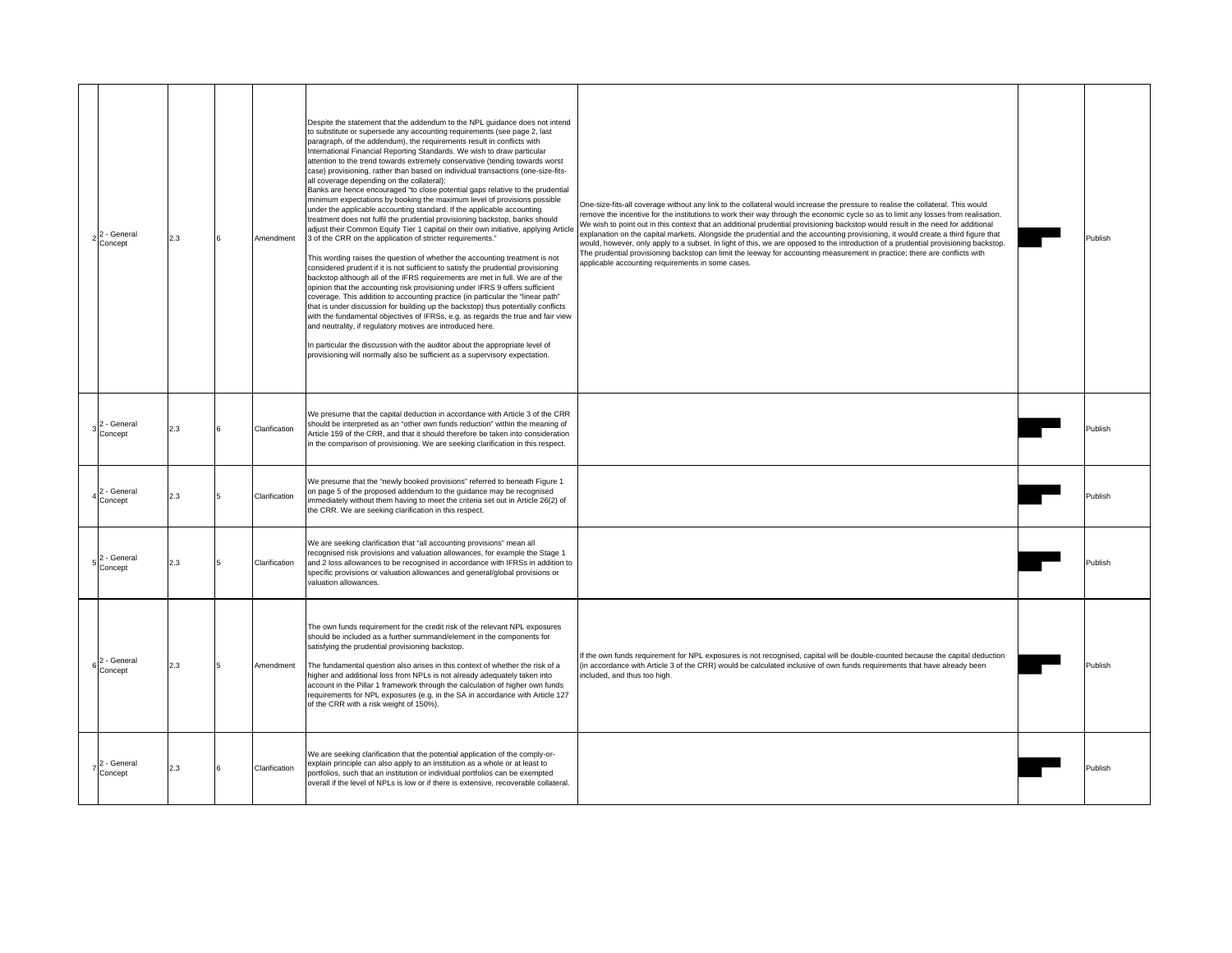| | | | | | | | | |
|---|---|---|---|---|---|---|---|---|
| 2 | 2 - General Concept | 2.3 | 6 | Amendment | Despite the statement that the addendum to the NPL guidance does not intend to substitute or supersede any accounting requirements (see page 2, last paragraph, of the addendum), the requirements result in conflicts with International Financial Reporting Standards. We wish to draw particular attention to the trend towards extremely conservative (tending towards worst case) provisioning, rather than based on individual transactions (one-size-fits-all coverage depending on the collateral):<br>Banks are hence encouraged "to close potential gaps relative to the prudential minimum expectations by booking the maximum level of provisions possible under the applicable accounting standard. If the applicable accounting treatment does not fulfil the prudential provisioning backstop, banks should adjust their Common Equity Tier 1 capital on their own initiative, applying Article 3 of the CRR on the application of stricter requirements."<br><br>This wording raises the question of whether the accounting treatment is not considered prudent if it is not sufficient to satisfy the prudential provisioning backstop although all of the IFRS requirements are met in full. We are of the opinion that the accounting risk provisioning under IFRS 9 offers sufficient coverage. This addition to accounting practice (in particular the "linear path" that is under discussion for building up the backstop) thus potentially conflicts with the fundamental objectives of IFRSs, e.g. as regards the true and fair view and neutrality, if regulatory motives are introduced here.<br><br>In particular the discussion with the auditor about the appropriate level of provisioning will normally also be sufficient as a supervisory expectation. | One-size-fits-all coverage without any link to the collateral would increase the pressure to realise the collateral. This would remove the incentive for the institutions to work their way through the economic cycle so as to limit any losses from realisation. We wish to point out in this context that an additional prudential provisioning backstop would result in the need for additional explanation on the capital markets. Alongside the prudential and the accounting provisioning, it would create a third figure that would, however, only apply to a subset. In light of this, we are opposed to the introduction of a prudential provisioning backstop. The prudential provisioning backstop can limit the leeway for accounting measurement in practice; there are conflicts with applicable accounting requirements in some cases. | | Publish |
| 3 | 2 - General Concept | 2.3 | 6 | Clarification | We presume that the capital deduction in accordance with Article 3 of the CRR should be interpreted as an "other own funds reduction" within the meaning of Article 159 of the CRR, and that it should therefore be taken into consideration in the comparison of provisioning. We are seeking clarification in this respect. | | | Publish |
| 4 | 2 - General Concept | 2.3 | 5 | Clarification | We presume that the "newly booked provisions" referred to beneath Figure 1 on page 5 of the proposed addendum to the guidance may be recognised immediately without them having to meet the criteria set out in Article 26(2) of the CRR. We are seeking clarification in this respect. | | | Publish |
| 5 | 2 - General Concept | 2.3 | 5 | Clarification | We are seeking clarification that "all accounting provisions" mean all recognised risk provisions and valuation allowances, for example the Stage 1 and 2 loss allowances to be recognised in accordance with IFRSs in addition to specific provisions or valuation allowances and general/global provisions or valuation allowances. | | | Publish |
| 6 | 2 - General Concept | 2.3 | 5 | Amendment | The own funds requirement for the credit risk of the relevant NPL exposures should be included as a further summand/element in the components for satisfying the prudential provisioning backstop.<br><br>The fundamental question also arises in this context of whether the risk of a higher and additional loss from NPLs is not already adequately taken into account in the Pillar 1 framework through the calculation of higher own funds requirements for NPL exposures (e.g. in the SA in accordance with Article 127 of the CRR with a risk weight of 150%). | If the own funds requirement for NPL exposures is not recognised, capital will be double-counted because the capital deduction (in accordance with Article 3 of the CRR) would be calculated inclusive of own funds requirements that have already been included, and thus too high. | | Publish |
| 7 | 2 - General Concept | 2.3 | 6 | Clarification | We are seeking clarification that the potential application of the comply-or-explain principle can also apply to an institution as a whole or at least to portfolios, such that an institution or individual portfolios can be exempted overall if the level of NPLs is low or if there is extensive, recoverable collateral. | | | Publish |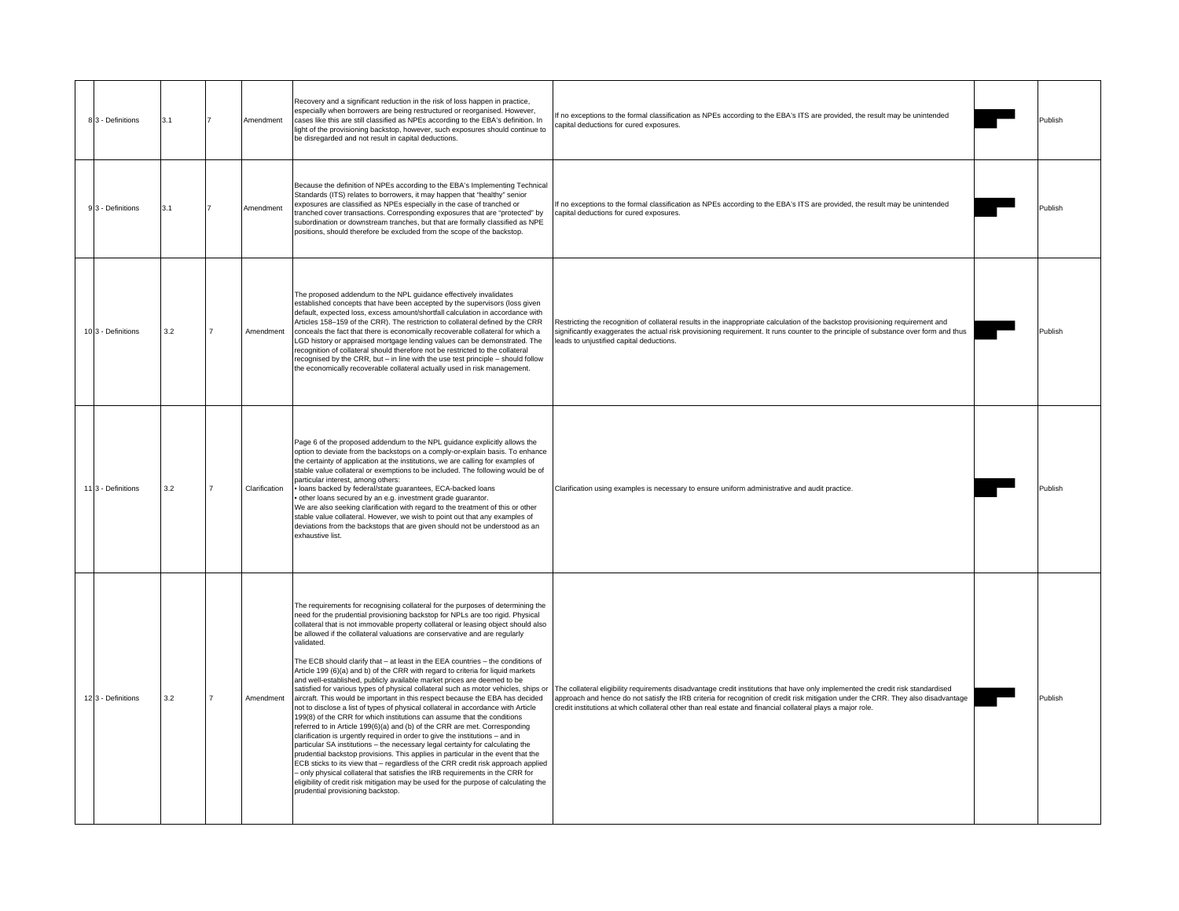| 8 | 3 - Definitions | 3.1 | 7 | Amendment | Recovery and a significant reduction in the risk of loss happen in practice, especially when borrowers are being restructured or reorganised. However, cases like this are still classified as NPEs according to the EBA's definition. In light of the provisioning backstop, however, such exposures should continue to be disregarded and not result in capital deductions. | If no exceptions to the formal classification as NPEs according to the EBA's ITS are provided, the result may be unintended capital deductions for cured exposures. | | Publish |
|---|---|---|---|---|---|---|---|---|
| 9 | 3 - Definitions | 3.1 | 7 | Amendment | Because the definition of NPEs according to the EBA's Implementing Technical Standards (ITS) relates to borrowers, it may happen that "healthy" senior exposures are classified as NPEs especially in the case of tranched or tranched cover transactions. Corresponding exposures that are "protected" by subordination or downstream tranches, but that are formally classified as NPE positions, should therefore be excluded from the scope of the backstop. | If no exceptions to the formal classification as NPEs according to the EBA's ITS are provided, the result may be unintended capital deductions for cured exposures. | | Publish |
| 10 | 3 - Definitions | 3.2 | 7 | Amendment | The proposed addendum to the NPL guidance effectively invalidates established concepts that have been accepted by the supervisors (loss given default, expected loss, excess amount/shortfall calculation in accordance with Articles 158–159 of the CRR). The restriction to collateral defined by the CRR conceals the fact that there is economically recoverable collateral for which a LGD history or appraised mortgage lending values can be demonstrated. The recognition of collateral should therefore not be restricted to the collateral recognised by the CRR, but – in line with the use test principle – should follow the economically recoverable collateral actually used in risk management. | Restricting the recognition of collateral results in the inappropriate calculation of the backstop provisioning requirement and significantly exaggerates the actual risk provisioning requirement. It runs counter to the principle of substance over form and thus leads to unjustified capital deductions. | | Publish |
| 11 | 3 - Definitions | 3.2 | 7 | Clarification | Page 6 of the proposed addendum to the NPL guidance explicitly allows the option to deviate from the backstops on a comply-or-explain basis. To enhance the certainty of application at the institutions, we are calling for examples of stable value collateral or exemptions to be included. The following would be of particular interest, among others:<br>• loans backed by federal/state guarantees, ECA-backed loans<br>• other loans secured by an e.g. investment grade guarantor.<br>We are also seeking clarification with regard to the treatment of this or other stable value collateral. However, we wish to point out that any examples of deviations from the backstops that are given should not be understood as an exhaustive list. | Clarification using examples is necessary to ensure uniform administrative and audit practice. | | Publish |
| 12 | 3 - Definitions | 3.2 | 7 | Amendment | The requirements for recognising collateral for the purposes of determining the need for the prudential provisioning backstop for NPLs are too rigid. Physical collateral that is not immovable property collateral or leasing object should also be allowed if the collateral valuations are conservative and are regularly validated.<br><br>The ECB should clarify that – at least in the EEA countries – the conditions of Article 199 (6)(a) and b) of the CRR with regard to criteria for liquid markets and well-established, publicly available market prices are deemed to be satisfied for various types of physical collateral such as motor vehicles, ships or aircraft. This would be important in this respect because the EBA has decided not to disclose a list of types of physical collateral in accordance with Article 199(8) of the CRR for which institutions can assume that the conditions referred to in Article 199(6)(a) and (b) of the CRR are met. Corresponding clarification is urgently required in order to give the institutions – and in particular SA institutions – the necessary legal certainty for calculating the prudential backstop provisions. This applies in particular in the event that the ECB sticks to its view that – regardless of the CRR credit risk approach applied – only physical collateral that satisfies the IRB requirements in the CRR for eligibility of credit risk mitigation may be used for the purpose of calculating the prudential provisioning backstop. | The collateral eligibility requirements disadvantage credit institutions that have only implemented the credit risk standardised approach and hence do not satisfy the IRB criteria for recognition of credit risk mitigation under the CRR. They also disadvantage credit institutions at which collateral other than real estate and financial collateral plays a major role. | | Publish |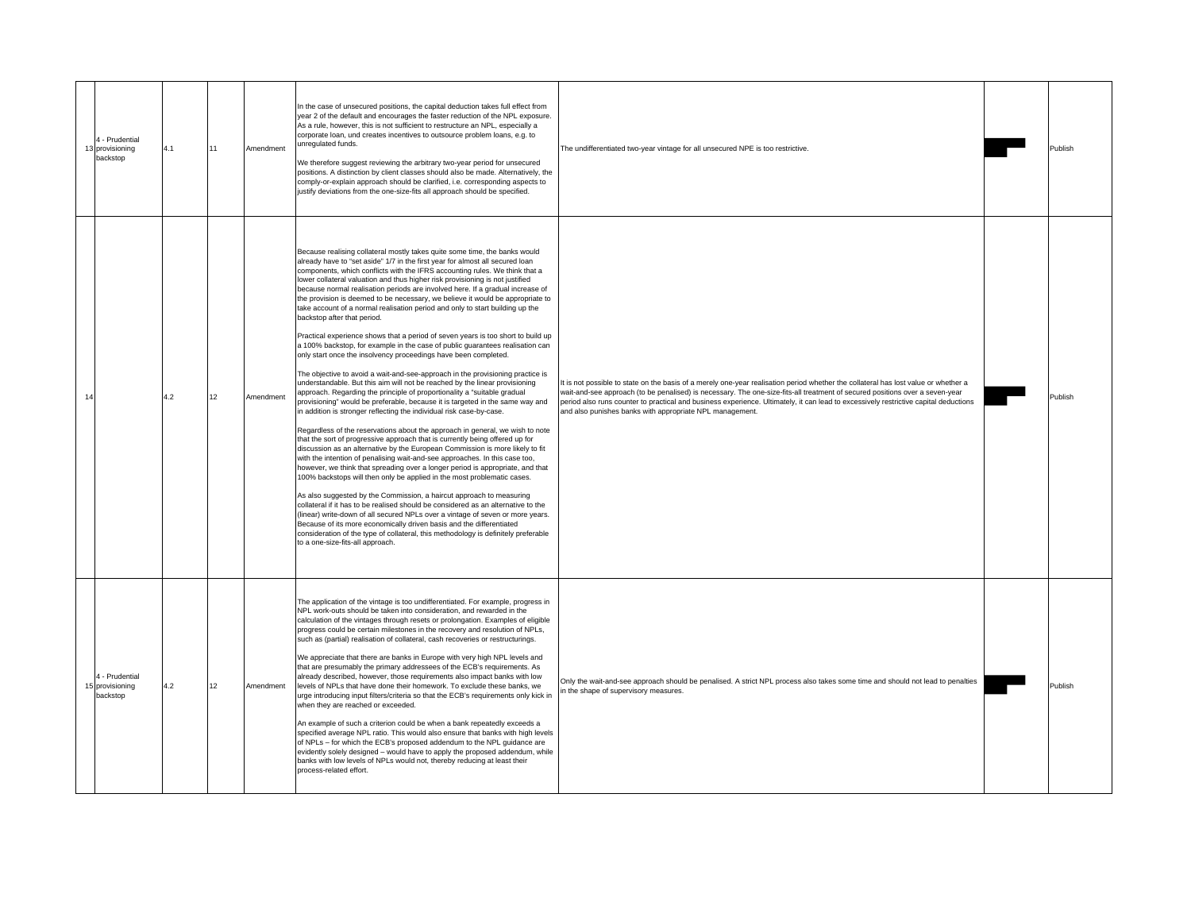| 13 | 4 - Prudential provisioning backstop | 4.1 | 11 | Amendment | In the case of unsecured positions, the capital deduction takes full effect from year 2 of the default and encourages the faster reduction of the NPL exposure. As a rule, however, this is not sufficient to restructure an NPL, especially a corporate loan, und creates incentives to outsource problem loans, e.g. to unregulated funds.<br><br>We therefore suggest reviewing the arbitrary two-year period for unsecured positions. A distinction by client classes should also be made. Alternatively, the comply-or-explain approach should be clarified, i.e. corresponding aspects to justify deviations from the one-size-fits all approach should be specified. | The undifferentiated two-year vintage for all unsecured NPE is too restrictive. | | Publish |
|---|---|---|---|---|---|---|---|---|
| 14 | | 4.2 | 12 | Amendment | Because realising collateral mostly takes quite some time, the banks would already have to "set aside" 1/7 in the first year for almost all secured loan components, which conflicts with the IFRS accounting rules. We think that a lower collateral valuation and thus higher risk provisioning is not justified because normal realisation periods are involved here. If a gradual increase of the provision is deemed to be necessary, we believe it would be appropriate to take account of a normal realisation period and only to start building up the backstop after that period.<br><br>Practical experience shows that a period of seven years is too short to build up a 100% backstop, for example in the case of public guarantees realisation can only start once the insolvency proceedings have been completed.<br><br>The objective to avoid a wait-and-see-approach in the provisioning practice is understandable. But this aim will not be reached by the linear provisioning approach. Regarding the principle of proportionality a "suitable gradual provisioning" would be preferable, because it is targeted in the same way and in addition is stronger reflecting the individual risk case-by-case.<br><br>Regardless of the reservations about the approach in general, we wish to note that the sort of progressive approach that is currently being offered up for discussion as an alternative by the European Commission is more likely to fit with the intention of penalising wait-and-see approaches. In this case too, however, we think that spreading over a longer period is appropriate, and that 100% backstops will then only be applied in the most problematic cases.<br><br>As also suggested by the Commission, a haircut approach to measuring collateral if it has to be realised should be considered as an alternative to the (linear) write-down of all secured NPLs over a vintage of seven or more years. Because of its more economically driven basis and the differentiated consideration of the type of collateral, this methodology is definitely preferable to a one-size-fits-all approach. | It is not possible to state on the basis of a merely one-year realisation period whether the collateral has lost value or whether a wait-and-see approach (to be penalised) is necessary. The one-size-fits-all treatment of secured positions over a seven-year period also runs counter to practical and business experience. Ultimately, it can lead to excessively restrictive capital deductions and also punishes banks with appropriate NPL management. | | Publish |
| 15 | 4 - Prudential provisioning backstop | 4.2 | 12 | Amendment | The application of the vintage is too undifferentiated. For example, progress in NPL work-outs should be taken into consideration, and rewarded in the calculation of the vintages through resets or prolongation. Examples of eligible progress could be certain milestones in the recovery and resolution of NPLs, such as (partial) realisation of collateral, cash recoveries or restructurings.<br><br>We appreciate that there are banks in Europe with very high NPL levels and that are presumably the primary addressees of the ECB's requirements. As already described, however, those requirements also impact banks with low levels of NPLs that have done their homework. To exclude these banks, we urge introducing input filters/criteria so that the ECB's requirements only kick in when they are reached or exceeded.<br><br>An example of such a criterion could be when a bank repeatedly exceeds a specified average NPL ratio. This would also ensure that banks with high levels of NPLs – for which the ECB's proposed addendum to the NPL guidance are evidently solely designed – would have to apply the proposed addendum, while banks with low levels of NPLs would not, thereby reducing at least their process-related effort. | Only the wait-and-see approach should be penalised. A strict NPL process also takes some time and should not lead to penalties in the shape of supervisory measures. | | Publish |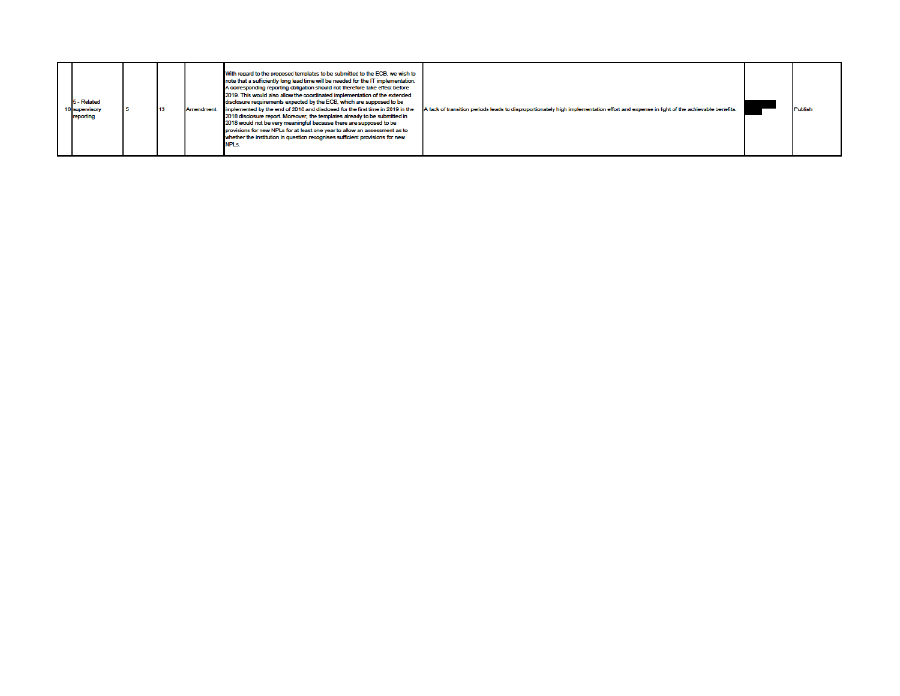| 16 | 5 - Related supervisory reporting | 5 | 13 | Amendment | With regard to the proposed templates to be submitted to the ECB, we wish to note that a sufficiently long lead time will be needed for the IT implementation. A corresponding reporting obligation should not therefore take effect before 2019. This would also allow the coordinated implementation of the extended disclosure requirements expected by the ECB, which are supposed to be implemented by the end of 2018 and disclosed for the first time in 2019 in the 2018 disclosure report. Moreover, the templates already to be submitted in 2018 would not be very meaningful because there are supposed to be provisions for new NPLs for at least one year to allow an assessment as to whether the institution in question recognises sufficient provisions for new NPLs. | A lack of transition periods leads to disproportionately high implementation effort and expense in light of the achievable benefits. | | Publish |
|---|---|---|---|---|---|---|---|---|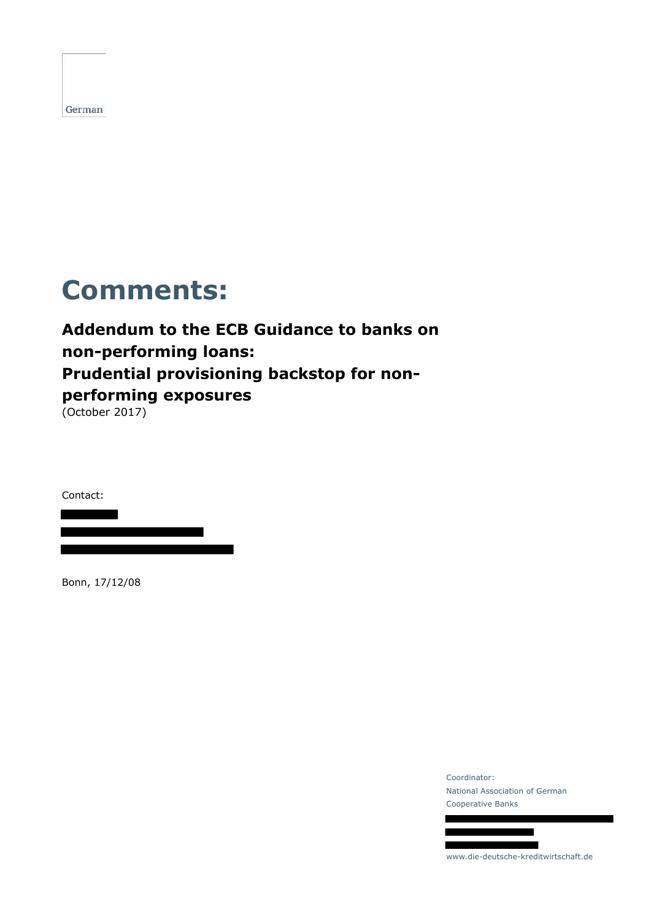German

# Comments:

**Addendum to the ECB Guidance to banks on non-performing loans: Prudential provisioning backstop for non-performing exposures**
(October 2017)

Contact:

Bonn, 17/12/08

Coordinator:
National Association of German Cooperative Banks

www.die-deutsche-kreditwirtschaft.de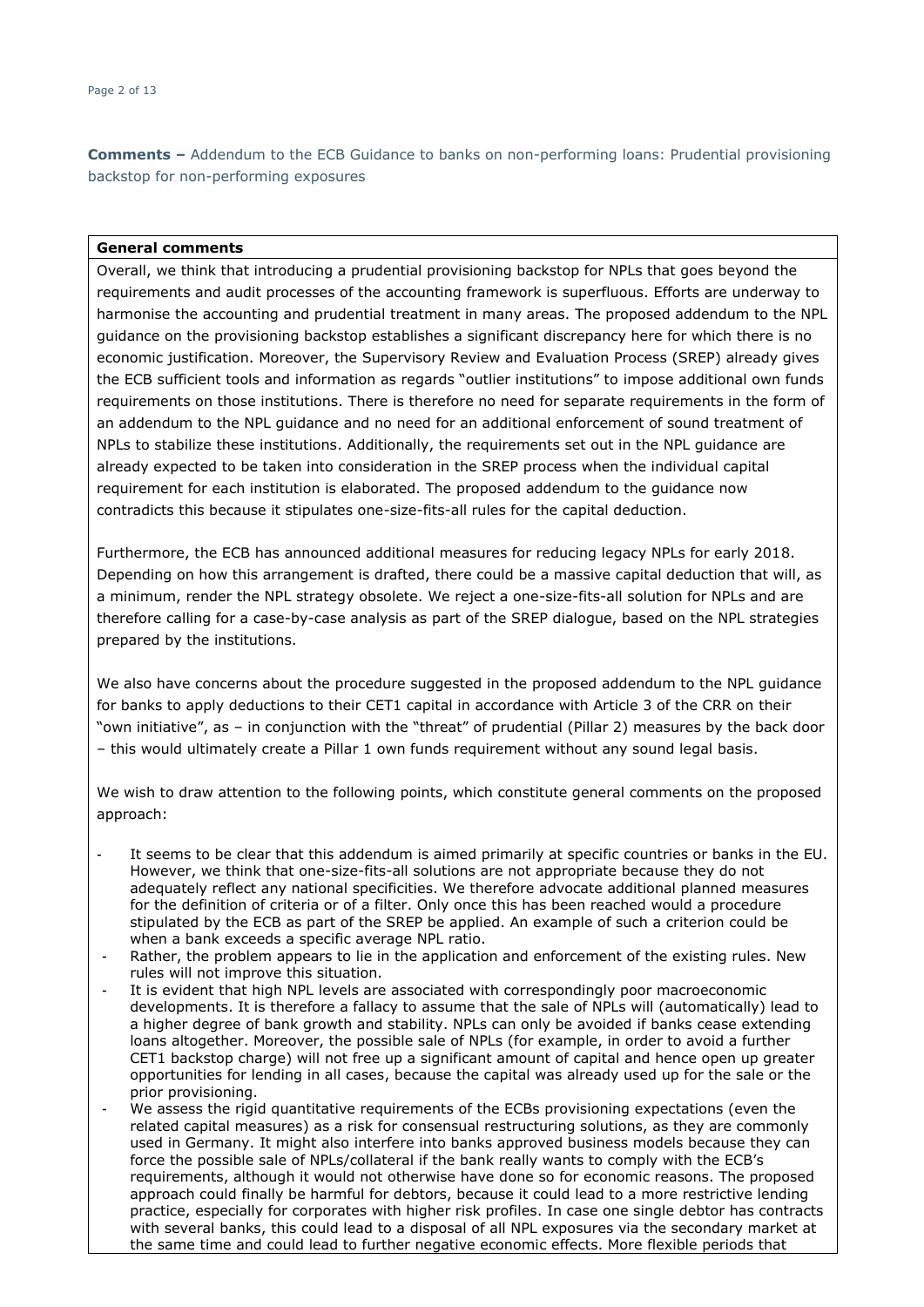**Comments –** Addendum to the ECB Guidance to banks on non-performing loans: Prudential provisioning backstop for non-performing exposures

**General comments**

Overall, we think that introducing a prudential provisioning backstop for NPLs that goes beyond the requirements and audit processes of the accounting framework is superfluous. Efforts are underway to harmonise the accounting and prudential treatment in many areas. The proposed addendum to the NPL guidance on the provisioning backstop establishes a significant discrepancy here for which there is no economic justification. Moreover, the Supervisory Review and Evaluation Process (SREP) already gives the ECB sufficient tools and information as regards "outlier institutions" to impose additional own funds requirements on those institutions. There is therefore no need for separate requirements in the form of an addendum to the NPL guidance and no need for an additional enforcement of sound treatment of NPLs to stabilize these institutions. Additionally, the requirements set out in the NPL guidance are already expected to be taken into consideration in the SREP process when the individual capital requirement for each institution is elaborated. The proposed addendum to the guidance now contradicts this because it stipulates one-size-fits-all rules for the capital deduction.

Furthermore, the ECB has announced additional measures for reducing legacy NPLs for early 2018. Depending on how this arrangement is drafted, there could be a massive capital deduction that will, as a minimum, render the NPL strategy obsolete. We reject a one-size-fits-all solution for NPLs and are therefore calling for a case-by-case analysis as part of the SREP dialogue, based on the NPL strategies prepared by the institutions.

We also have concerns about the procedure suggested in the proposed addendum to the NPL guidance for banks to apply deductions to their CET1 capital in accordance with Article 3 of the CRR on their "own initiative", as – in conjunction with the "threat" of prudential (Pillar 2) measures by the back door – this would ultimately create a Pillar 1 own funds requirement without any sound legal basis.

We wish to draw attention to the following points, which constitute general comments on the proposed approach:

- It seems to be clear that this addendum is aimed primarily at specific countries or banks in the EU. However, we think that one-size-fits-all solutions are not appropriate because they do not adequately reflect any national specificities. We therefore advocate additional planned measures for the definition of criteria or of a filter. Only once this has been reached would a procedure stipulated by the ECB as part of the SREP be applied. An example of such a criterion could be when a bank exceeds a specific average NPL ratio.
- Rather, the problem appears to lie in the application and enforcement of the existing rules. New rules will not improve this situation.
- It is evident that high NPL levels are associated with correspondingly poor macroeconomic developments. It is therefore a fallacy to assume that the sale of NPLs will (automatically) lead to a higher degree of bank growth and stability. NPLs can only be avoided if banks cease extending loans altogether. Moreover, the possible sale of NPLs (for example, in order to avoid a further CET1 backstop charge) will not free up a significant amount of capital and hence open up greater opportunities for lending in all cases, because the capital was already used up for the sale or the prior provisioning.
- We assess the rigid quantitative requirements of the ECBs provisioning expectations (even the related capital measures) as a risk for consensual restructuring solutions, as they are commonly used in Germany. It might also interfere into banks approved business models because they can force the possible sale of NPLs/collateral if the bank really wants to comply with the ECB's requirements, although it would not otherwise have done so for economic reasons. The proposed approach could finally be harmful for debtors, because it could lead to a more restrictive lending practice, especially for corporates with higher risk profiles. In case one single debtor has contracts with several banks, this could lead to a disposal of all NPL exposures via the secondary market at the same time and could lead to further negative economic effects. More flexible periods that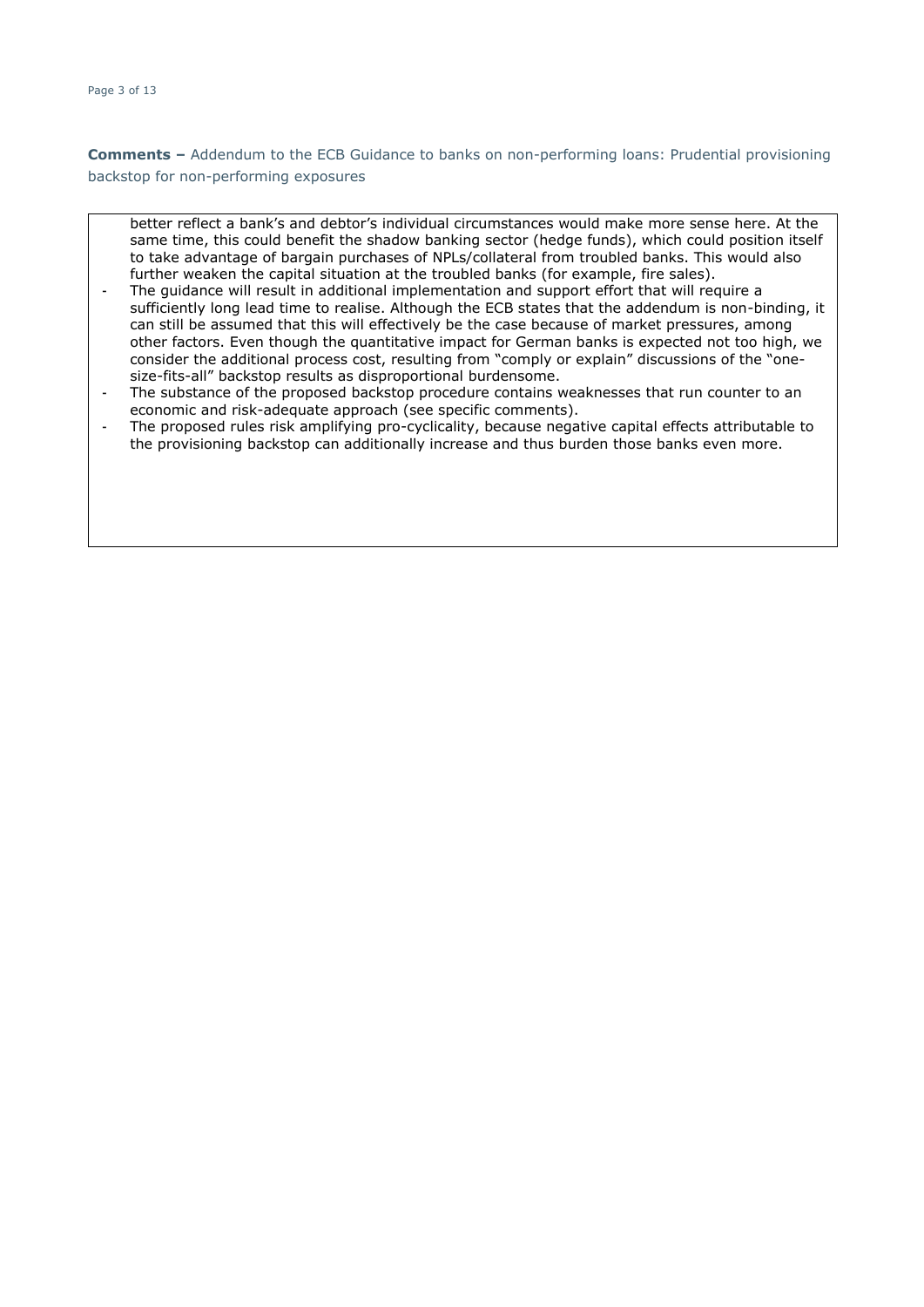**Comments –** Addendum to the ECB Guidance to banks on non-performing loans: Prudential provisioning backstop for non-performing exposures

better reflect a bank's and debtor's individual circumstances would make more sense here. At the same time, this could benefit the shadow banking sector (hedge funds), which could position itself to take advantage of bargain purchases of NPLs/collateral from troubled banks. This would also further weaken the capital situation at the troubled banks (for example, fire sales).

- The guidance will result in additional implementation and support effort that will require a sufficiently long lead time to realise. Although the ECB states that the addendum is non-binding, it can still be assumed that this will effectively be the case because of market pressures, among other factors. Even though the quantitative impact for German banks is expected not too high, we consider the additional process cost, resulting from "comply or explain" discussions of the "one-size-fits-all" backstop results as disproportional burdensome.
- The substance of the proposed backstop procedure contains weaknesses that run counter to an economic and risk-adequate approach (see specific comments).
- The proposed rules risk amplifying pro-cyclicality, because negative capital effects attributable to the provisioning backstop can additionally increase and thus burden those banks even more.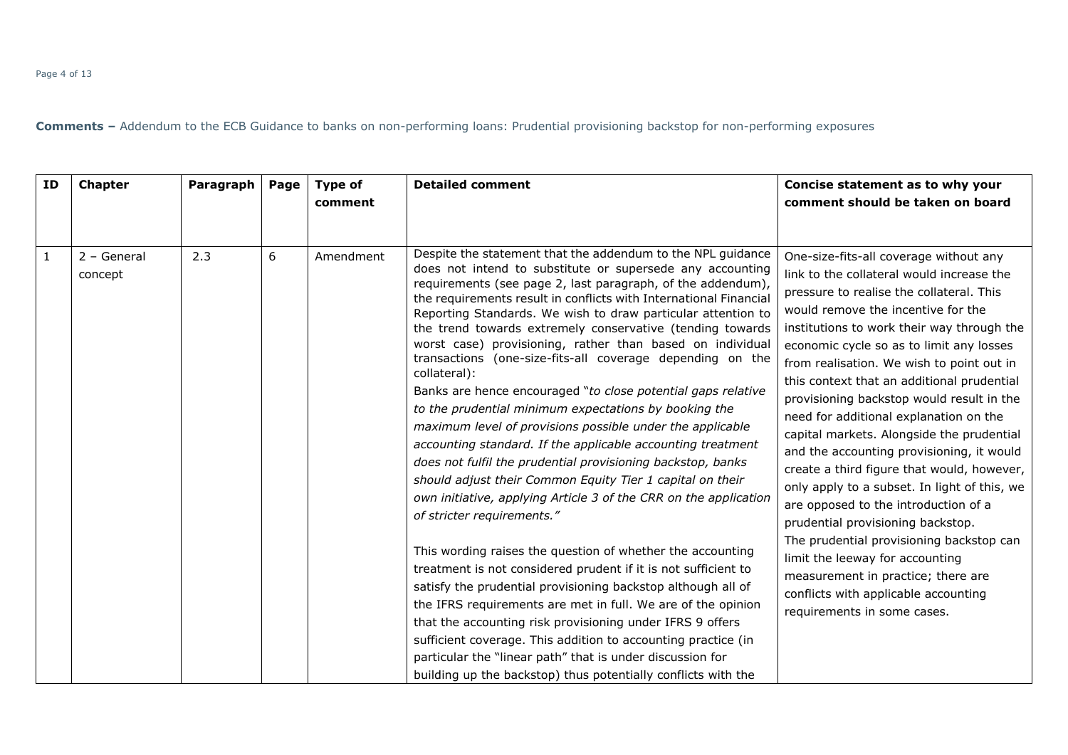**Comments –** Addendum to the ECB Guidance to banks on non-performing loans: Prudential provisioning backstop for non-performing exposures

| ID | Chapter | Paragraph | Page | Type of comment | Detailed comment | Concise statement as to why your comment should be taken on board |
|---|---|---|---|---|---|---|
| 1 | 2 – General concept | 2.3 | 6 | Amendment | Despite the statement that the addendum to the NPL guidance does not intend to substitute or supersede any accounting requirements (see page 2, last paragraph, of the addendum), the requirements result in conflicts with International Financial Reporting Standards. We wish to draw particular attention to the trend towards extremely conservative (tending towards worst case) provisioning, rather than based on individual transactions (one-size-fits-all coverage depending on the collateral):<br>Banks are hence encouraged "*to close potential gaps relative to the prudential minimum expectations by booking the maximum level of provisions possible under the applicable accounting standard. If the applicable accounting treatment does not fulfil the prudential provisioning backstop, banks should adjust their Common Equity Tier 1 capital on their own initiative, applying Article 3 of the CRR on the application of stricter requirements.*"<br><br>This wording raises the question of whether the accounting treatment is not considered prudent if it is not sufficient to satisfy the prudential provisioning backstop although all of the IFRS requirements are met in full. We are of the opinion that the accounting risk provisioning under IFRS 9 offers sufficient coverage. This addition to accounting practice (in particular the "linear path" that is under discussion for building up the backstop) thus potentially conflicts with the | One-size-fits-all coverage without any link to the collateral would increase the pressure to realise the collateral. This would remove the incentive for the institutions to work their way through the economic cycle so as to limit any losses from realisation. We wish to point out in this context that an additional prudential provisioning backstop would result in the need for additional explanation on the capital markets. Alongside the prudential and the accounting provisioning, it would create a third figure that would, however, only apply to a subset. In light of this, we are opposed to the introduction of a prudential provisioning backstop.<br>The prudential provisioning backstop can limit the leeway for accounting measurement in practice; there are conflicts with applicable accounting requirements in some cases. |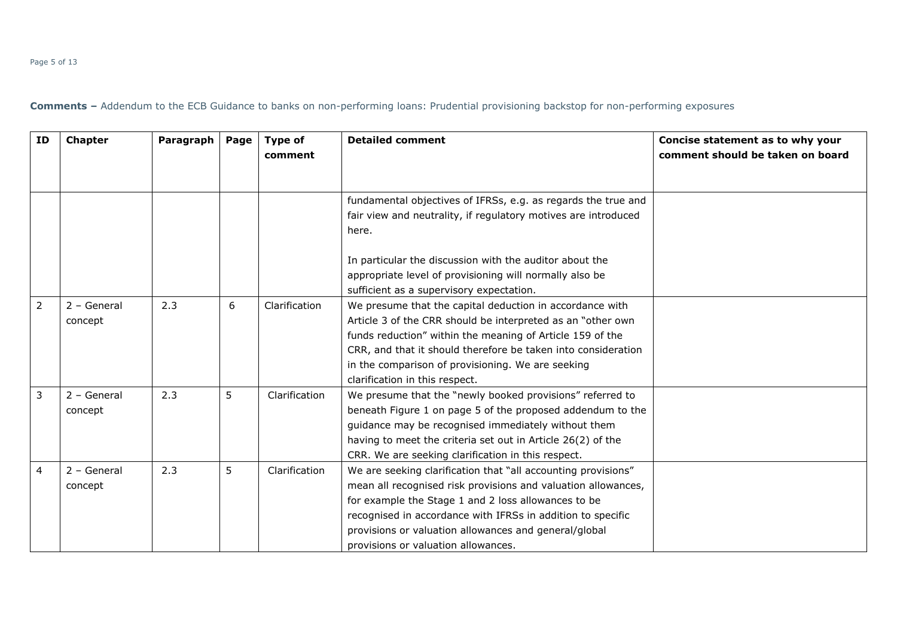**Comments –** Addendum to the ECB Guidance to banks on non-performing loans: Prudential provisioning backstop for non-performing exposures

| ID | Chapter | Paragraph | Page | Type of comment | Detailed comment | Concise statement as to why your comment should be taken on board |
|---|---|---|---|---|---|---|
| | | | | | fundamental objectives of IFRSs, e.g. as regards the true and fair view and neutrality, if regulatory motives are introduced here.<br><br>In particular the discussion with the auditor about the appropriate level of provisioning will normally also be sufficient as a supervisory expectation. | |
| 2 | 2 – General concept | 2.3 | 6 | Clarification | We presume that the capital deduction in accordance with Article 3 of the CRR should be interpreted as an "other own funds reduction" within the meaning of Article 159 of the CRR, and that it should therefore be taken into consideration in the comparison of provisioning. We are seeking clarification in this respect. | |
| 3 | 2 – General concept | 2.3 | 5 | Clarification | We presume that the "newly booked provisions" referred to beneath Figure 1 on page 5 of the proposed addendum to the guidance may be recognised immediately without them having to meet the criteria set out in Article 26(2) of the CRR. We are seeking clarification in this respect. | |
| 4 | 2 – General concept | 2.3 | 5 | Clarification | We are seeking clarification that "all accounting provisions" mean all recognised risk provisions and valuation allowances, for example the Stage 1 and 2 loss allowances to be recognised in accordance with IFRSs in addition to specific provisions or valuation allowances and general/global provisions or valuation allowances. | |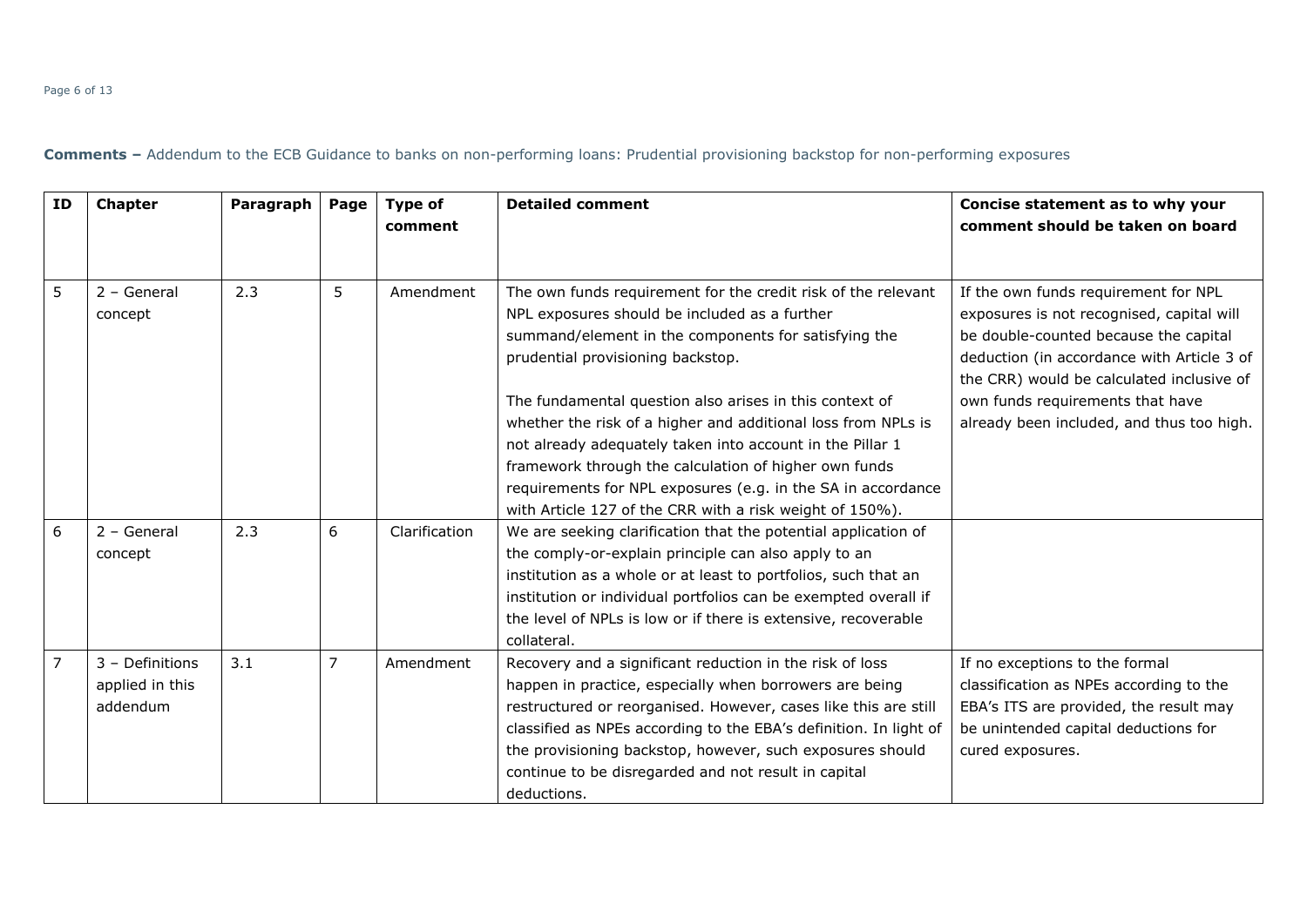**Comments –** Addendum to the ECB Guidance to banks on non-performing loans: Prudential provisioning backstop for non-performing exposures

| ID | Chapter | Paragraph | Page | Type of comment | Detailed comment | Concise statement as to why your comment should be taken on board |
|---|---|---|---|---|---|---|
| 5 | 2 – General concept | 2.3 | 5 | Amendment | The own funds requirement for the credit risk of the relevant NPL exposures should be included as a further summand/element in the components for satisfying the prudential provisioning backstop.<br><br>The fundamental question also arises in this context of whether the risk of a higher and additional loss from NPLs is not already adequately taken into account in the Pillar 1 framework through the calculation of higher own funds requirements for NPL exposures (e.g. in the SA in accordance with Article 127 of the CRR with a risk weight of 150%). | If the own funds requirement for NPL exposures is not recognised, capital will be double-counted because the capital deduction (in accordance with Article 3 of the CRR) would be calculated inclusive of own funds requirements that have already been included, and thus too high. |
| 6 | 2 – General concept | 2.3 | 6 | Clarification | We are seeking clarification that the potential application of the comply-or-explain principle can also apply to an institution as a whole or at least to portfolios, such that an institution or individual portfolios can be exempted overall if the level of NPLs is low or if there is extensive, recoverable collateral. | |
| 7 | 3 – Definitions applied in this addendum | 3.1 | 7 | Amendment | Recovery and a significant reduction in the risk of loss happen in practice, especially when borrowers are being restructured or reorganised. However, cases like this are still classified as NPEs according to the EBA's definition. In light of the provisioning backstop, however, such exposures should continue to be disregarded and not result in capital deductions. | If no exceptions to the formal classification as NPEs according to the EBA's ITS are provided, the result may be unintended capital deductions for cured exposures. |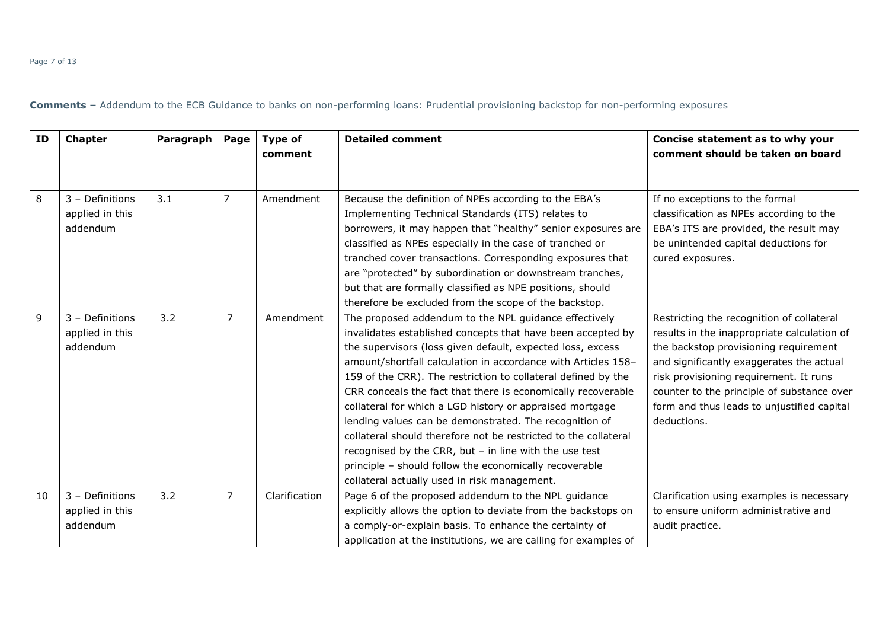**Comments –** Addendum to the ECB Guidance to banks on non-performing loans: Prudential provisioning backstop for non-performing exposures

| ID | Chapter | Paragraph | Page | Type of comment | Detailed comment | Concise statement as to why your comment should be taken on board |
|---|---|---|---|---|---|---|
| 8 | 3 – Definitions applied in this addendum | 3.1 | 7 | Amendment | Because the definition of NPEs according to the EBA's Implementing Technical Standards (ITS) relates to borrowers, it may happen that "healthy" senior exposures are classified as NPEs especially in the case of tranched or tranched cover transactions. Corresponding exposures that are "protected" by subordination or downstream tranches, but that are formally classified as NPE positions, should therefore be excluded from the scope of the backstop. | If no exceptions to the formal classification as NPEs according to the EBA's ITS are provided, the result may be unintended capital deductions for cured exposures. |
| 9 | 3 – Definitions applied in this addendum | 3.2 | 7 | Amendment | The proposed addendum to the NPL guidance effectively invalidates established concepts that have been accepted by the supervisors (loss given default, expected loss, excess amount/shortfall calculation in accordance with Articles 158–159 of the CRR). The restriction to collateral defined by the CRR conceals the fact that there is economically recoverable collateral for which a LGD history or appraised mortgage lending values can be demonstrated. The recognition of collateral should therefore not be restricted to the collateral recognised by the CRR, but – in line with the use test principle – should follow the economically recoverable collateral actually used in risk management. | Restricting the recognition of collateral results in the inappropriate calculation of the backstop provisioning requirement and significantly exaggerates the actual risk provisioning requirement. It runs counter to the principle of substance over form and thus leads to unjustified capital deductions. |
| 10 | 3 – Definitions applied in this addendum | 3.2 | 7 | Clarification | Page 6 of the proposed addendum to the NPL guidance explicitly allows the option to deviate from the backstops on a comply-or-explain basis. To enhance the certainty of application at the institutions, we are calling for examples of | Clarification using examples is necessary to ensure uniform administrative and audit practice. |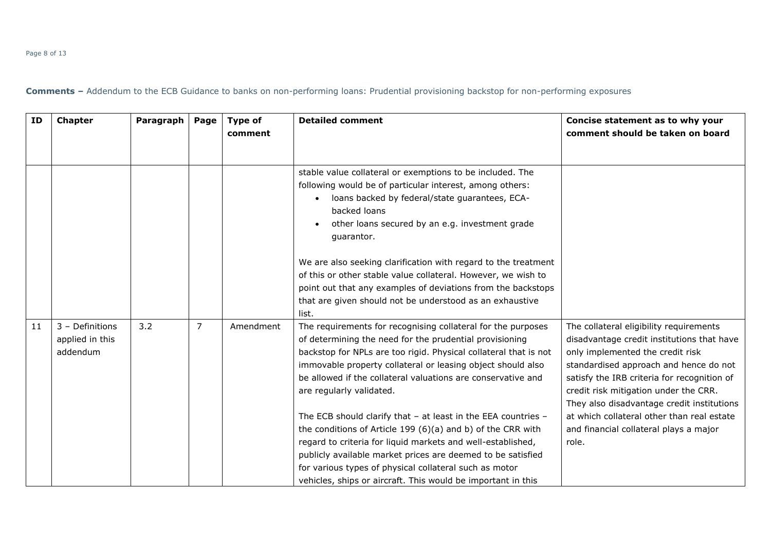**Comments –** Addendum to the ECB Guidance to banks on non-performing loans: Prudential provisioning backstop for non-performing exposures

| ID | Chapter | Paragraph | Page | Type of comment | Detailed comment | Concise statement as to why your comment should be taken on board |
|---|---|---|---|---|---|---|
| | | | | | stable value collateral or exemptions to be included. The following would be of particular interest, among others:<br>• loans backed by federal/state guarantees, ECA-backed loans<br>• other loans secured by an e.g. investment grade guarantor.<br><br>We are also seeking clarification with regard to the treatment of this or other stable value collateral. However, we wish to point out that any examples of deviations from the backstops that are given should not be understood as an exhaustive list. | |
| 11 | 3 – Definitions applied in this addendum | 3.2 | 7 | Amendment | The requirements for recognising collateral for the purposes of determining the need for the prudential provisioning backstop for NPLs are too rigid. Physical collateral that is not immovable property collateral or leasing object should also be allowed if the collateral valuations are conservative and are regularly validated.<br><br>The ECB should clarify that – at least in the EEA countries – the conditions of Article 199 (6)(a) and b) of the CRR with regard to criteria for liquid markets and well-established, publicly available market prices are deemed to be satisfied for various types of physical collateral such as motor vehicles, ships or aircraft. This would be important in this | The collateral eligibility requirements disadvantage credit institutions that have only implemented the credit risk standardised approach and hence do not satisfy the IRB criteria for recognition of credit risk mitigation under the CRR. They also disadvantage credit institutions at which collateral other than real estate and financial collateral plays a major role. |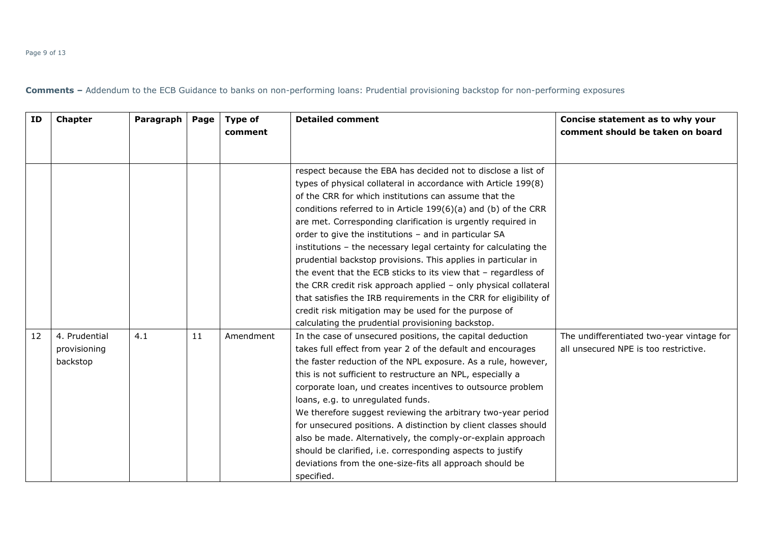**Comments –** Addendum to the ECB Guidance to banks on non-performing loans: Prudential provisioning backstop for non-performing exposures

| ID | Chapter | Paragraph | Page | Type of comment | Detailed comment | Concise statement as to why your comment should be taken on board |
|---|---|---|---|---|---|---|
| | | | | | respect because the EBA has decided not to disclose a list of types of physical collateral in accordance with Article 199(8) of the CRR for which institutions can assume that the conditions referred to in Article 199(6)(a) and (b) of the CRR are met. Corresponding clarification is urgently required in order to give the institutions – and in particular SA institutions – the necessary legal certainty for calculating the prudential backstop provisions. This applies in particular in the event that the ECB sticks to its view that – regardless of the CRR credit risk approach applied – only physical collateral that satisfies the IRB requirements in the CRR for eligibility of credit risk mitigation may be used for the purpose of calculating the prudential provisioning backstop. | |
| 12 | 4. Prudential provisioning backstop | 4.1 | 11 | Amendment | In the case of unsecured positions, the capital deduction takes full effect from year 2 of the default and encourages the faster reduction of the NPL exposure. As a rule, however, this is not sufficient to restructure an NPL, especially a corporate loan, und creates incentives to outsource problem loans, e.g. to unregulated funds.<br>We therefore suggest reviewing the arbitrary two-year period for unsecured positions. A distinction by client classes should also be made. Alternatively, the comply-or-explain approach should be clarified, i.e. corresponding aspects to justify deviations from the one-size-fits all approach should be specified. | The undifferentiated two-year vintage for all unsecured NPE is too restrictive. |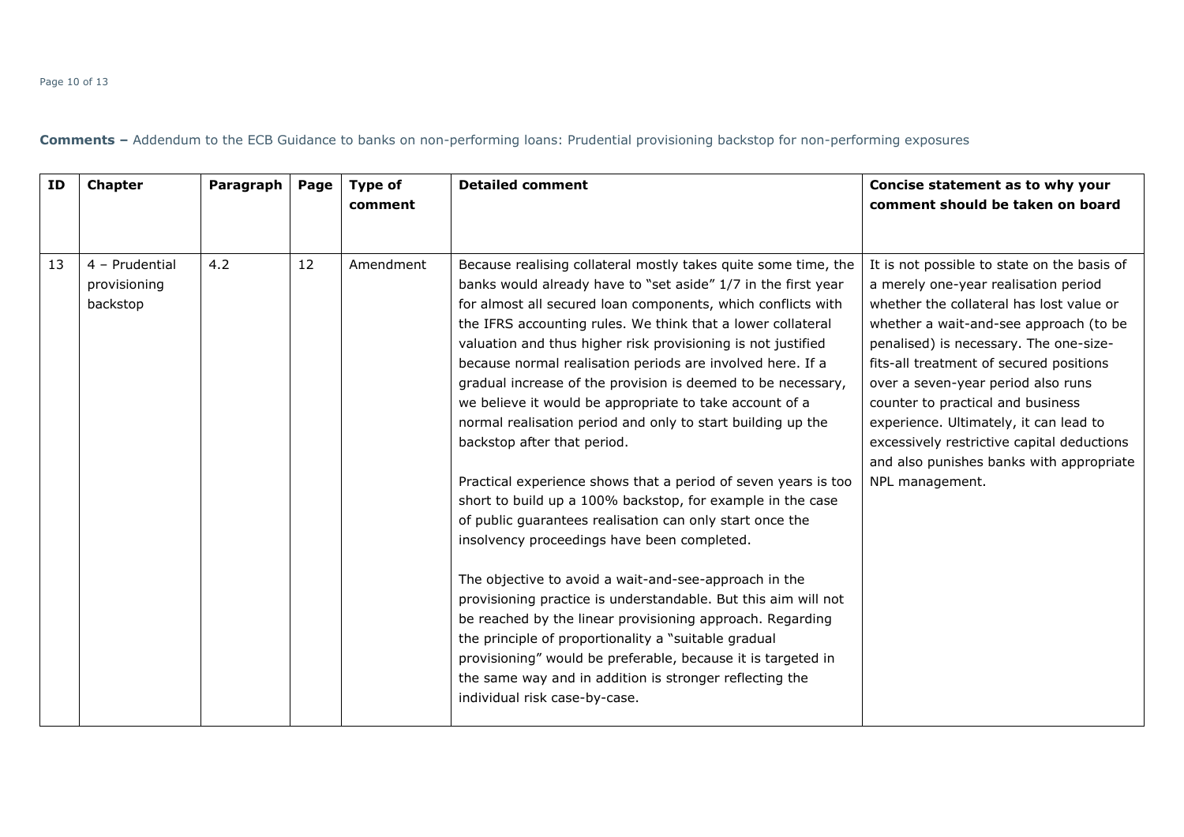**Comments –** Addendum to the ECB Guidance to banks on non-performing loans: Prudential provisioning backstop for non-performing exposures

| ID | Chapter | Paragraph | Page | Type of comment | Detailed comment | Concise statement as to why your comment should be taken on board |
|---|---|---|---|---|---|---|
| 13 | 4 – Prudential provisioning backstop | 4.2 | 12 | Amendment | Because realising collateral mostly takes quite some time, the banks would already have to "set aside" 1/7 in the first year for almost all secured loan components, which conflicts with the IFRS accounting rules. We think that a lower collateral valuation and thus higher risk provisioning is not justified because normal realisation periods are involved here. If a gradual increase of the provision is deemed to be necessary, we believe it would be appropriate to take account of a normal realisation period and only to start building up the backstop after that period.<br><br>Practical experience shows that a period of seven years is too short to build up a 100% backstop, for example in the case of public guarantees realisation can only start once the insolvency proceedings have been completed.<br><br>The objective to avoid a wait-and-see-approach in the provisioning practice is understandable. But this aim will not be reached by the linear provisioning approach. Regarding the principle of proportionality a "suitable gradual provisioning" would be preferable, because it is targeted in the same way and in addition is stronger reflecting the individual risk case-by-case. | It is not possible to state on the basis of a merely one-year realisation period whether the collateral has lost value or whether a wait-and-see approach (to be penalised) is necessary. The one-size-fits-all treatment of secured positions over a seven-year period also runs counter to practical and business experience. Ultimately, it can lead to excessively restrictive capital deductions and also punishes banks with appropriate NPL management. |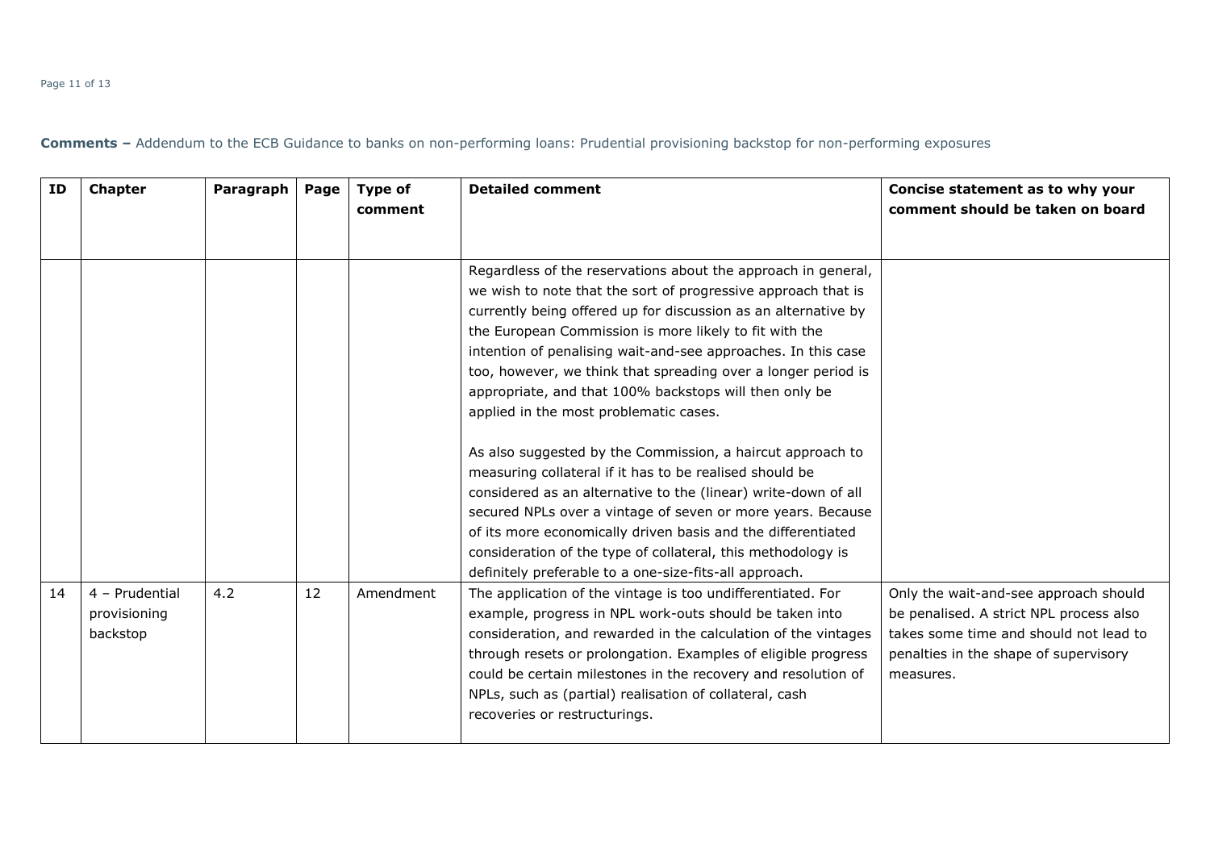**Comments –** Addendum to the ECB Guidance to banks on non-performing loans: Prudential provisioning backstop for non-performing exposures

| ID | Chapter | Paragraph | Page | Type of comment | Detailed comment | Concise statement as to why your comment should be taken on board |
|---|---|---|---|---|---|---|
| | | | | | Regardless of the reservations about the approach in general, we wish to note that the sort of progressive approach that is currently being offered up for discussion as an alternative by the European Commission is more likely to fit with the intention of penalising wait-and-see approaches. In this case too, however, we think that spreading over a longer period is appropriate, and that 100% backstops will then only be applied in the most problematic cases.<br><br>As also suggested by the Commission, a haircut approach to measuring collateral if it has to be realised should be considered as an alternative to the (linear) write-down of all secured NPLs over a vintage of seven or more years. Because of its more economically driven basis and the differentiated consideration of the type of collateral, this methodology is definitely preferable to a one-size-fits-all approach. | |
| 14 | 4 – Prudential provisioning backstop | 4.2 | 12 | Amendment | The application of the vintage is too undifferentiated. For example, progress in NPL work-outs should be taken into consideration, and rewarded in the calculation of the vintages through resets or prolongation. Examples of eligible progress could be certain milestones in the recovery and resolution of NPLs, such as (partial) realisation of collateral, cash recoveries or restructurings. | Only the wait-and-see approach should be penalised. A strict NPL process also takes some time and should not lead to penalties in the shape of supervisory measures. |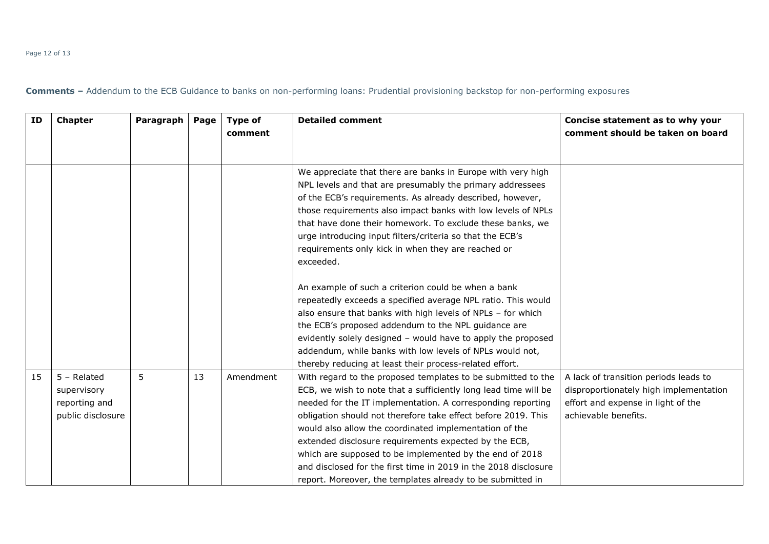**Comments –** Addendum to the ECB Guidance to banks on non-performing loans: Prudential provisioning backstop for non-performing exposures

| ID | Chapter | Paragraph | Page | Type of comment | Detailed comment | Concise statement as to why your comment should be taken on board |
|---|---|---|---|---|---|---|
| | | | | | We appreciate that there are banks in Europe with very high NPL levels and that are presumably the primary addressees of the ECB's requirements. As already described, however, those requirements also impact banks with low levels of NPLs that have done their homework. To exclude these banks, we urge introducing input filters/criteria so that the ECB's requirements only kick in when they are reached or exceeded.<br><br>An example of such a criterion could be when a bank repeatedly exceeds a specified average NPL ratio. This would also ensure that banks with high levels of NPLs – for which the ECB's proposed addendum to the NPL guidance are evidently solely designed – would have to apply the proposed addendum, while banks with low levels of NPLs would not, thereby reducing at least their process-related effort. | |
| 15 | 5 – Related supervisory reporting and public disclosure | 5 | 13 | Amendment | With regard to the proposed templates to be submitted to the ECB, we wish to note that a sufficiently long lead time will be needed for the IT implementation. A corresponding reporting obligation should not therefore take effect before 2019. This would also allow the coordinated implementation of the extended disclosure requirements expected by the ECB, which are supposed to be implemented by the end of 2018 and disclosed for the first time in 2019 in the 2018 disclosure report. Moreover, the templates already to be submitted in | A lack of transition periods leads to disproportionately high implementation effort and expense in light of the achievable benefits. |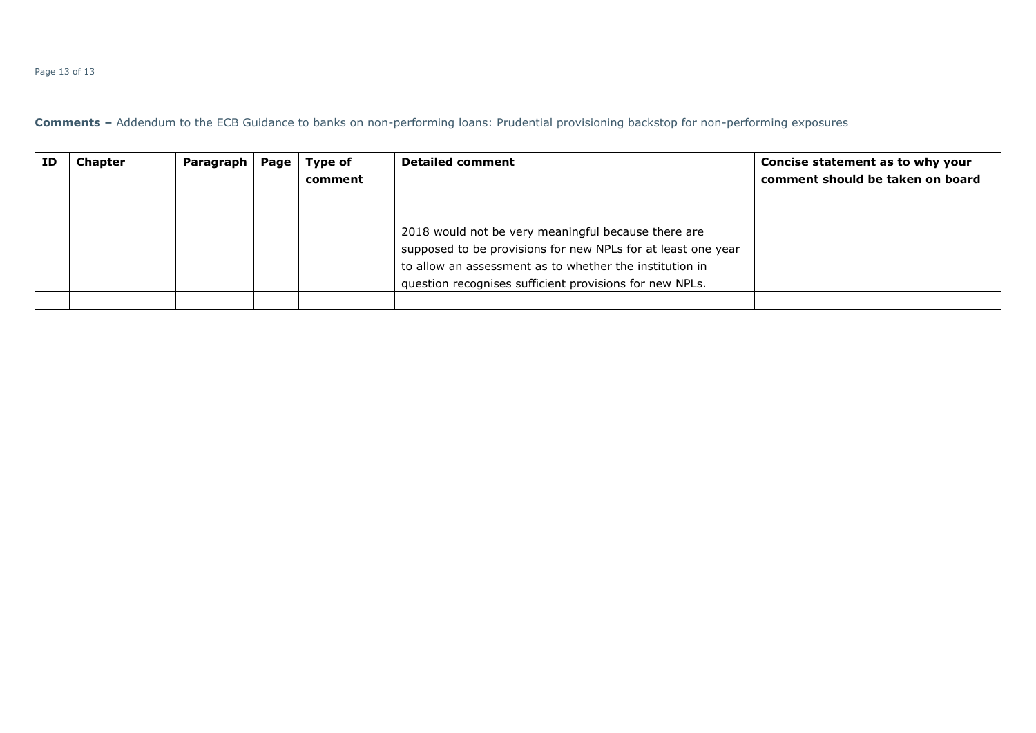**Comments –** Addendum to the ECB Guidance to banks on non-performing loans: Prudential provisioning backstop for non-performing exposures

| ID | Chapter | Paragraph | Page | Type of comment | Detailed comment | Concise statement as to why your comment should be taken on board |
|---|---|---|---|---|---|---|
| | | | | | 2018 would not be very meaningful because there are supposed to be provisions for new NPLs for at least one year to allow an assessment as to whether the institution in question recognises sufficient provisions for new NPLs. | |
| | | | | | | |